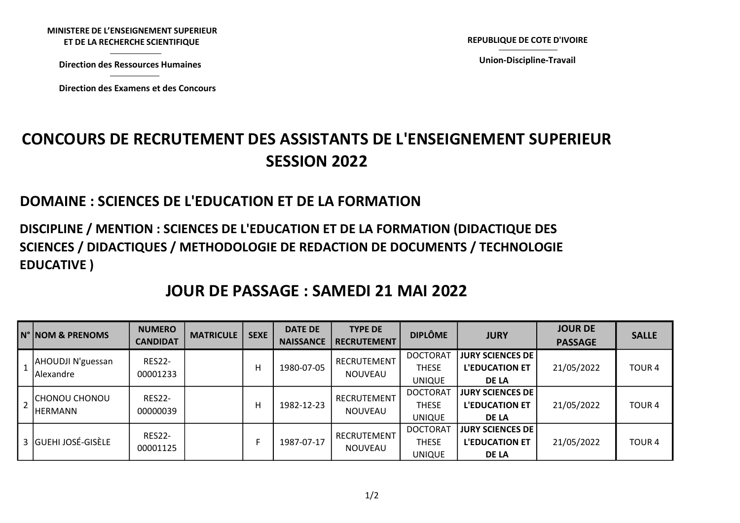**MINISTERE DE L'ENSEIGNEMENT SUPERIEUR ET DE LA RECHERCHE SCIENTIFIQUE**

**Direction des Ressources Humaines**

**Direction des Examens et des Concours**

**REPUBLIQUE DE COTE D'IVOIRE**

**Union-Discipline-Travail**

# CONCOURS DE RECRUTEMENT DES ASSISTANTS DE L'ENSEIGNEMENT SUPERIEUR SESSION 2022

## DOMAINE : SCIENCES DE L'EDUCATION ET DE LA FORMATION

### DISCIPLINE / MENTION : SCIENCES DE L'EDUCATION ET DE LA FORMATION (DIDACTIQUE DES SCIENCES / DIDACTIQUES / METHODOLOGIE DE REDACTION DE DOCUMENTS / TECHNOLOGIE EDUCATIVE )

## JOUR DE PASSAGE : SAMEDI 21 MAI 2022

| N° | NOM & PRENOMS | NUMERO CANDIDAT | MATRICULE | SEXE | DATE DE NAISSANCE | TYPE DE RECRUTEMENT | DIPLÔME | JURY | JOUR DE PASSAGE | SALLE |
|---|---|---|---|---|---|---|---|---|---|---|
| 1 | AHOUDJI N'guessan Alexandre | RES22-00001233 | | H | 1980-07-05 | RECRUTEMENT NOUVEAU | DOCTORAT THESE UNIQUE | **JURY SCIENCES DE L'EDUCATION ET DE LA** | 21/05/2022 | TOUR 4 |
| 2 | CHONOU CHONOU HERMANN | RES22-00000039 | | H | 1982-12-23 | RECRUTEMENT NOUVEAU | DOCTORAT THESE UNIQUE | **JURY SCIENCES DE L'EDUCATION ET DE LA** | 21/05/2022 | TOUR 4 |
| 3 | GUEHI JOSÉ-GISÈLE | RES22-00001125 | | F | 1987-07-17 | RECRUTEMENT NOUVEAU | DOCTORAT THESE UNIQUE | **JURY SCIENCES DE L'EDUCATION ET DE LA** | 21/05/2022 | TOUR 4 |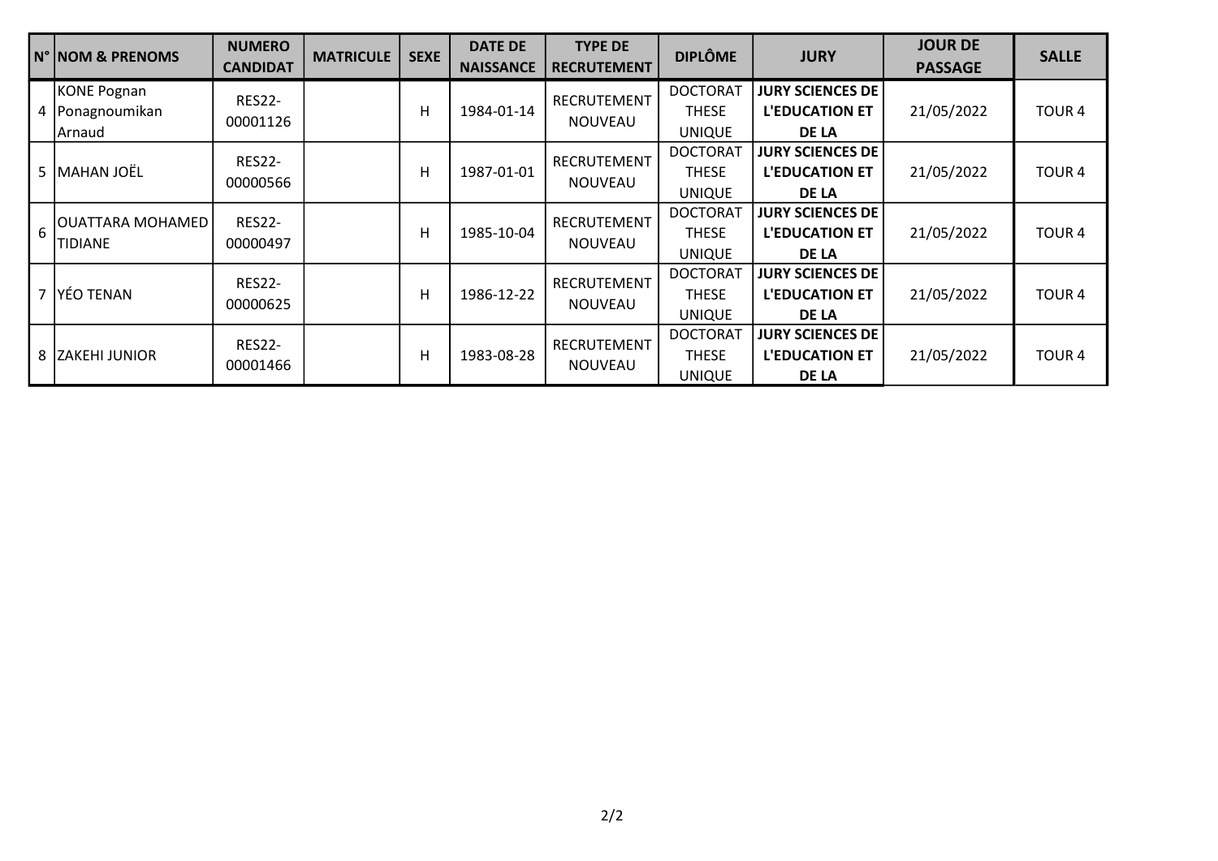| N° | NOM & PRENOMS | NUMERO CANDIDAT | MATRICULE | SEXE | DATE DE NAISSANCE | TYPE DE RECRUTEMENT | DIPLÔME | JURY | JOUR DE PASSAGE | SALLE |
|---|---|---|---|---|---|---|---|---|---|---|
| 4 | KONE Pognan Ponagnoumikan Arnaud | RES22-00001126 | | H | 1984-01-14 | RECRUTEMENT NOUVEAU | DOCTORAT THESE UNIQUE | **JURY SCIENCES DE L'EDUCATION ET DE LA** | 21/05/2022 | TOUR 4 |
| 5 | MAHAN JOËL | RES22-00000566 | | H | 1987-01-01 | RECRUTEMENT NOUVEAU | DOCTORAT THESE UNIQUE | **JURY SCIENCES DE L'EDUCATION ET DE LA** | 21/05/2022 | TOUR 4 |
| 6 | OUATTARA MOHAMED TIDIANE | RES22-00000497 | | H | 1985-10-04 | RECRUTEMENT NOUVEAU | DOCTORAT THESE UNIQUE | **JURY SCIENCES DE L'EDUCATION ET DE LA** | 21/05/2022 | TOUR 4 |
| 7 | YÉO TENAN | RES22-00000625 | | H | 1986-12-22 | RECRUTEMENT NOUVEAU | DOCTORAT THESE UNIQUE | **JURY SCIENCES DE L'EDUCATION ET DE LA** | 21/05/2022 | TOUR 4 |
| 8 | ZAKEHI JUNIOR | RES22-00001466 | | H | 1983-08-28 | RECRUTEMENT NOUVEAU | DOCTORAT THESE UNIQUE | **JURY SCIENCES DE L'EDUCATION ET DE LA** | 21/05/2022 | TOUR 4 |